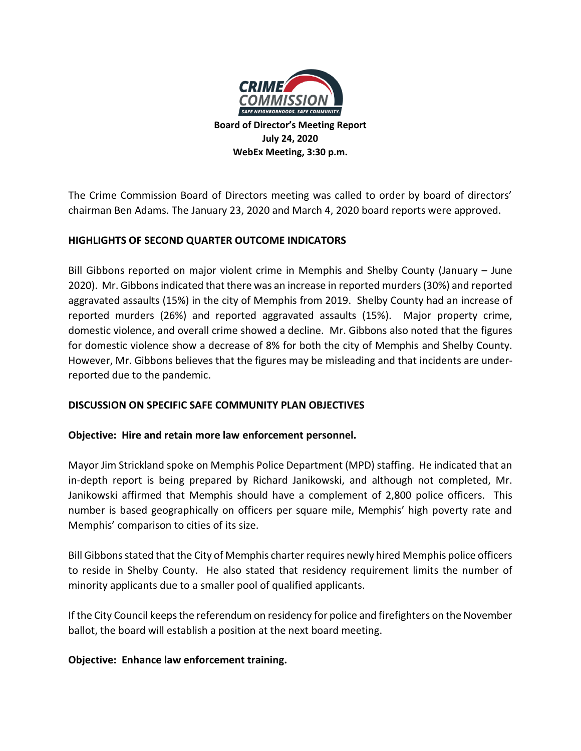# Board of Director's Meeting Report

**July 24, 2020**

**WebEx Meeting, 3:30 p.m.**

The Crime Commission Board of Directors meeting was called to order by board of directors' chairman Ben Adams. The January 23, 2020 and March 4, 2020 board reports were approved.

## HIGHLIGHTS OF SECOND QUARTER OUTCOME INDICATORS

Bill Gibbons reported on major violent crime in Memphis and Shelby County (January – June 2020). Mr. Gibbons indicated that there was an increase in reported murders (30%) and reported aggravated assaults (15%) in the city of Memphis from 2019. Shelby County had an increase of reported murders (26%) and reported aggravated assaults (15%). Major property crime, domestic violence, and overall crime showed a decline. Mr. Gibbons also noted that the figures for domestic violence show a decrease of 8% for both the city of Memphis and Shelby County. However, Mr. Gibbons believes that the figures may be misleading and that incidents are under-reported due to the pandemic.

## DISCUSSION ON SPECIFIC SAFE COMMUNITY PLAN OBJECTIVES

### Objective: Hire and retain more law enforcement personnel.

Mayor Jim Strickland spoke on Memphis Police Department (MPD) staffing. He indicated that an in-depth report is being prepared by Richard Janikowski, and although not completed, Mr. Janikowski affirmed that Memphis should have a complement of 2,800 police officers. This number is based geographically on officers per square mile, Memphis' high poverty rate and Memphis' comparison to cities of its size.

Bill Gibbons stated that the City of Memphis charter requires newly hired Memphis police officers to reside in Shelby County. He also stated that residency requirement limits the number of minority applicants due to a smaller pool of qualified applicants.

If the City Council keeps the referendum on residency for police and firefighters on the November ballot, the board will establish a position at the next board meeting.

### Objective: Enhance law enforcement training.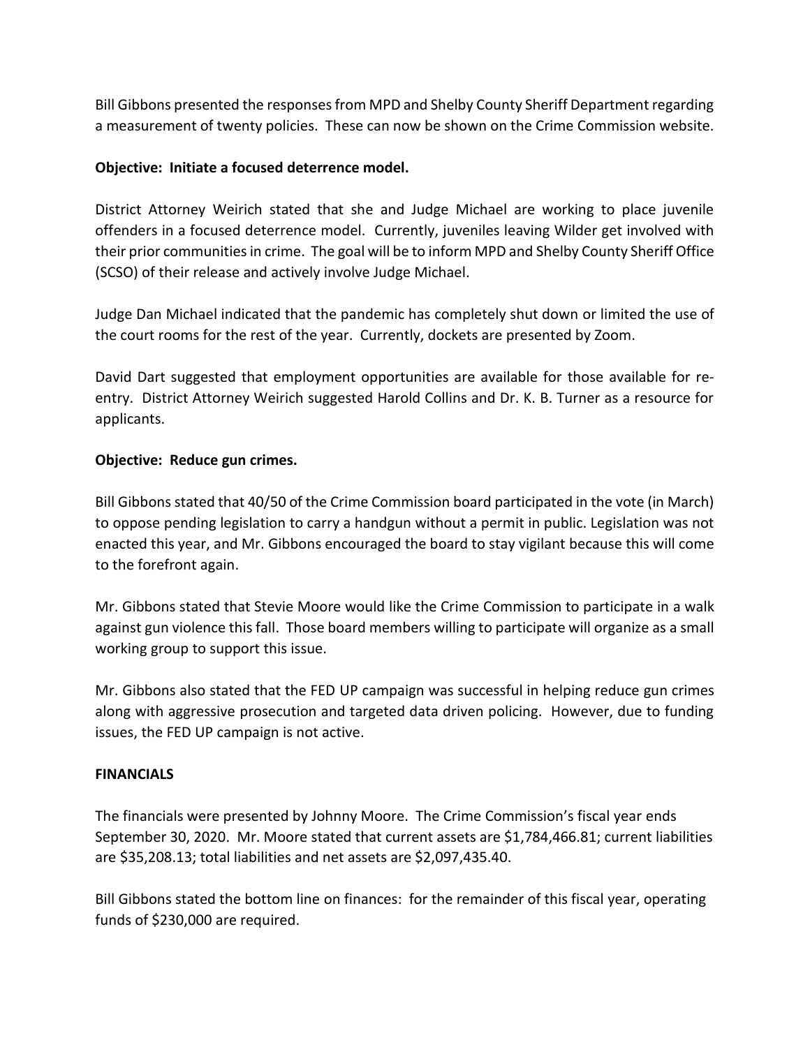Bill Gibbons presented the responses from MPD and Shelby County Sheriff Department regarding a measurement of twenty policies. These can now be shown on the Crime Commission website.

**Objective: Initiate a focused deterrence model.**

District Attorney Weirich stated that she and Judge Michael are working to place juvenile offenders in a focused deterrence model. Currently, juveniles leaving Wilder get involved with their prior communities in crime. The goal will be to inform MPD and Shelby County Sheriff Office (SCSO) of their release and actively involve Judge Michael.

Judge Dan Michael indicated that the pandemic has completely shut down or limited the use of the court rooms for the rest of the year. Currently, dockets are presented by Zoom.

David Dart suggested that employment opportunities are available for those available for re-entry. District Attorney Weirich suggested Harold Collins and Dr. K. B. Turner as a resource for applicants.

**Objective: Reduce gun crimes.**

Bill Gibbons stated that 40/50 of the Crime Commission board participated in the vote (in March) to oppose pending legislation to carry a handgun without a permit in public. Legislation was not enacted this year, and Mr. Gibbons encouraged the board to stay vigilant because this will come to the forefront again.

Mr. Gibbons stated that Stevie Moore would like the Crime Commission to participate in a walk against gun violence this fall. Those board members willing to participate will organize as a small working group to support this issue.

Mr. Gibbons also stated that the FED UP campaign was successful in helping reduce gun crimes along with aggressive prosecution and targeted data driven policing. However, due to funding issues, the FED UP campaign is not active.

**FINANCIALS**

The financials were presented by Johnny Moore. The Crime Commission's fiscal year ends September 30, 2020. Mr. Moore stated that current assets are $1,784,466.81; current liabilities are $35,208.13; total liabilities and net assets are $2,097,435.40.

Bill Gibbons stated the bottom line on finances: for the remainder of this fiscal year, operating funds of $230,000 are required.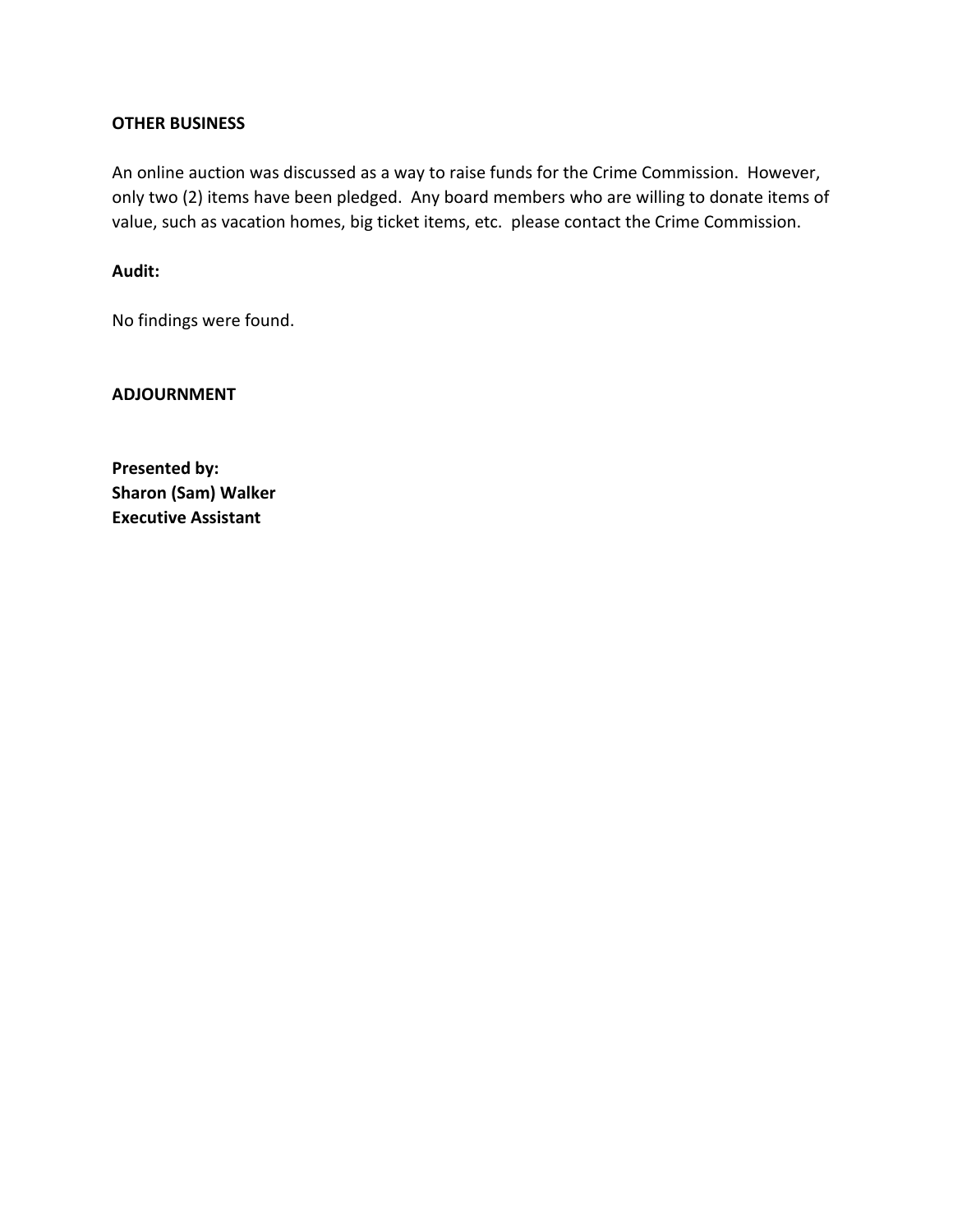**OTHER BUSINESS**

An online auction was discussed as a way to raise funds for the Crime Commission. However, only two (2) items have been pledged. Any board members who are willing to donate items of value, such as vacation homes, big ticket items, etc. please contact the Crime Commission.

**Audit:**

No findings were found.

**ADJOURNMENT**

**Presented by:**
**Sharon (Sam) Walker**
**Executive Assistant**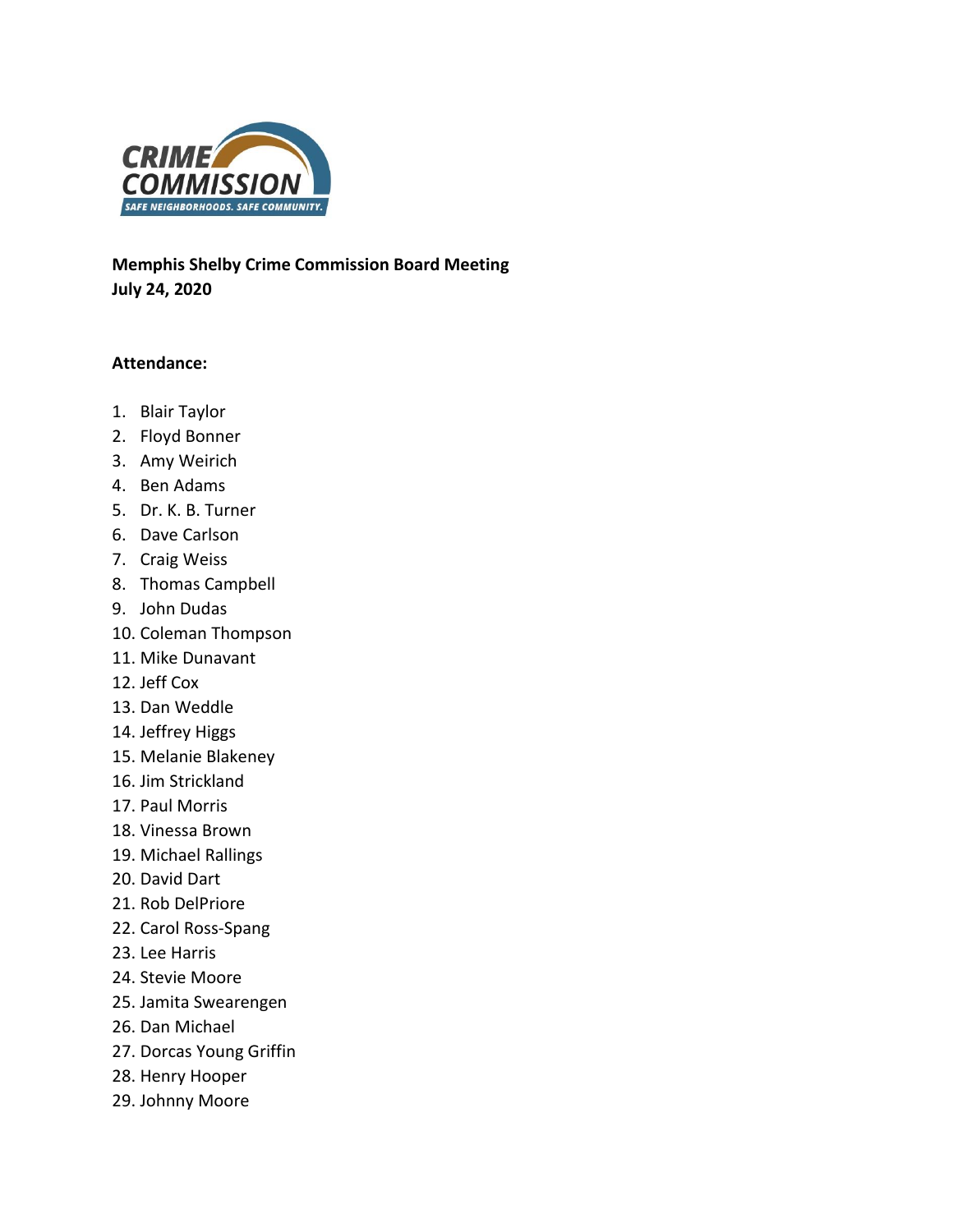**Memphis Shelby Crime Commission Board Meeting**
**July 24, 2020**

**Attendance:**

1. Blair Taylor
2. Floyd Bonner
3. Amy Weirich
4. Ben Adams
5. Dr. K. B. Turner
6. Dave Carlson
7. Craig Weiss
8. Thomas Campbell
9. John Dudas
10. Coleman Thompson
11. Mike Dunavant
12. Jeff Cox
13. Dan Weddle
14. Jeffrey Higgs
15. Melanie Blakeney
16. Jim Strickland
17. Paul Morris
18. Vinessa Brown
19. Michael Rallings
20. David Dart
21. Rob DelPriore
22. Carol Ross-Spang
23. Lee Harris
24. Stevie Moore
25. Jamita Swearengen
26. Dan Michael
27. Dorcas Young Griffin
28. Henry Hooper
29. Johnny Moore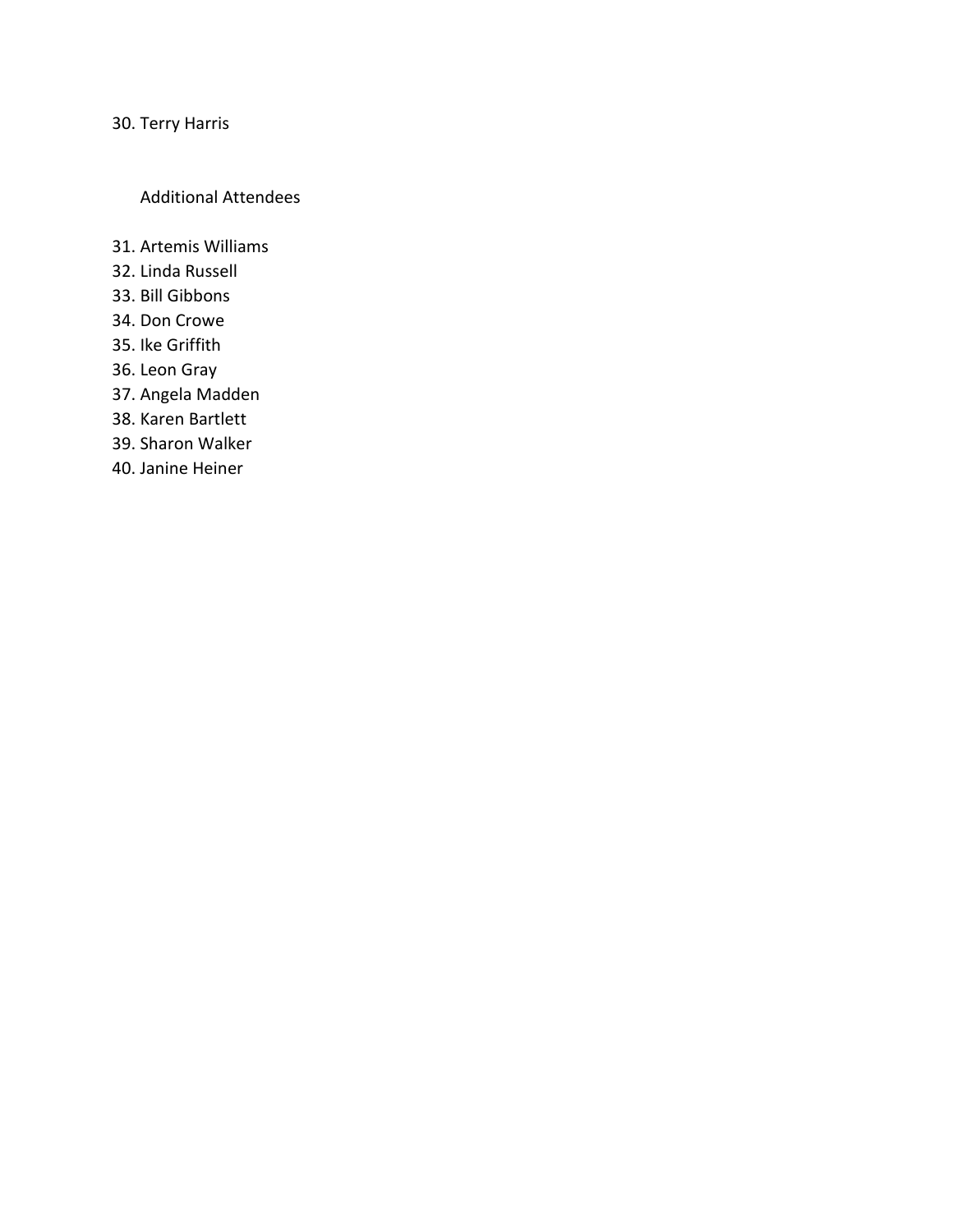30. Terry Harris

Additional Attendees

31. Artemis Williams
32. Linda Russell
33. Bill Gibbons
34. Don Crowe
35. Ike Griffith
36. Leon Gray
37. Angela Madden
38. Karen Bartlett
39. Sharon Walker
40. Janine Heiner